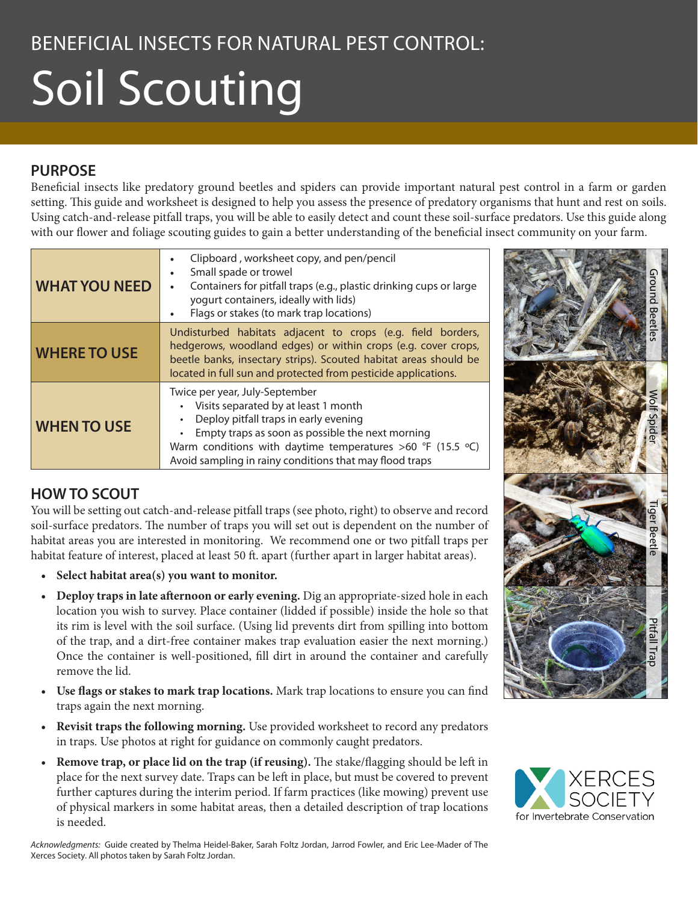BENEFICIAL INSECTS FOR NATURAL PEST CONTROL:

# Soil Scouting

## PURPOSE

Beneficial insects like predatory ground beetles and spiders can provide important natural pest control in a farm or garden setting. This guide and worksheet is designed to help you assess the presence of predatory organisms that hunt and rest on soils. Using catch-and-release pitfall traps, you will be able to easily detect and count these soil-surface predators. Use this guide along with our flower and foliage scouting guides to gain a better understanding of the beneficial insect community on your farm.

| | |
|---|---|
| **WHAT YOU NEED** | • Clipboard , worksheet copy, and pen/pencil<br>• Small spade or trowel<br>• Containers for pitfall traps (e.g., plastic drinking cups or large yogurt containers, ideally with lids)<br>• Flags or stakes (to mark trap locations) |
| **WHERE TO USE** | Undisturbed habitats adjacent to crops (e.g. field borders, hedgerows, woodland edges) or within crops (e.g. cover crops, beetle banks, insectary strips). Scouted habitat areas should be located in full sun and protected from pesticide applications. |
| **WHEN TO USE** | Twice per year, July-September<br>• Visits separated by at least 1 month<br>• Deploy pitfall traps in early evening<br>• Empty traps as soon as possible the next morning<br>Warm conditions with daytime temperatures >60 °F (15.5 °C)<br>Avoid sampling in rainy conditions that may flood traps |

Ground Beetles

Wolf Spider

Tiger Beetle

Pitfall Trap

## HOW TO SCOUT

You will be setting out catch-and-release pitfall traps (see photo, right) to observe and record soil-surface predators. The number of traps you will set out is dependent on the number of habitat areas you are interested in monitoring. We recommend one or two pitfall traps per habitat feature of interest, placed at least 50 ft. apart (further apart in larger habitat areas).

- **Select habitat area(s) you want to monitor.**
- **Deploy traps in late afternoon or early evening.** Dig an appropriate-sized hole in each location you wish to survey. Place container (lidded if possible) inside the hole so that its rim is level with the soil surface. (Using lid prevents dirt from spilling into bottom of the trap, and a dirt-free container makes trap evaluation easier the next morning.) Once the container is well-positioned, fill dirt in around the container and carefully remove the lid.
- **Use flags or stakes to mark trap locations.** Mark trap locations to ensure you can find traps again the next morning.
- **Revisit traps the following morning.** Use provided worksheet to record any predators in traps. Use photos at right for guidance on commonly caught predators.
- **Remove trap, or place lid on the trap (if reusing).** The stake/flagging should be left in place for the next survey date. Traps can be left in place, but must be covered to prevent further captures during the interim period. If farm practices (like mowing) prevent use of physical markers in some habitat areas, then a detailed description of trap locations is needed.

XERCES SOCIETY for Invertebrate Conservation

*Acknowledgments:* Guide created by Thelma Heidel-Baker, Sarah Foltz Jordan, Jarrod Fowler, and Eric Lee-Mader of The Xerces Society. All photos taken by Sarah Foltz Jordan.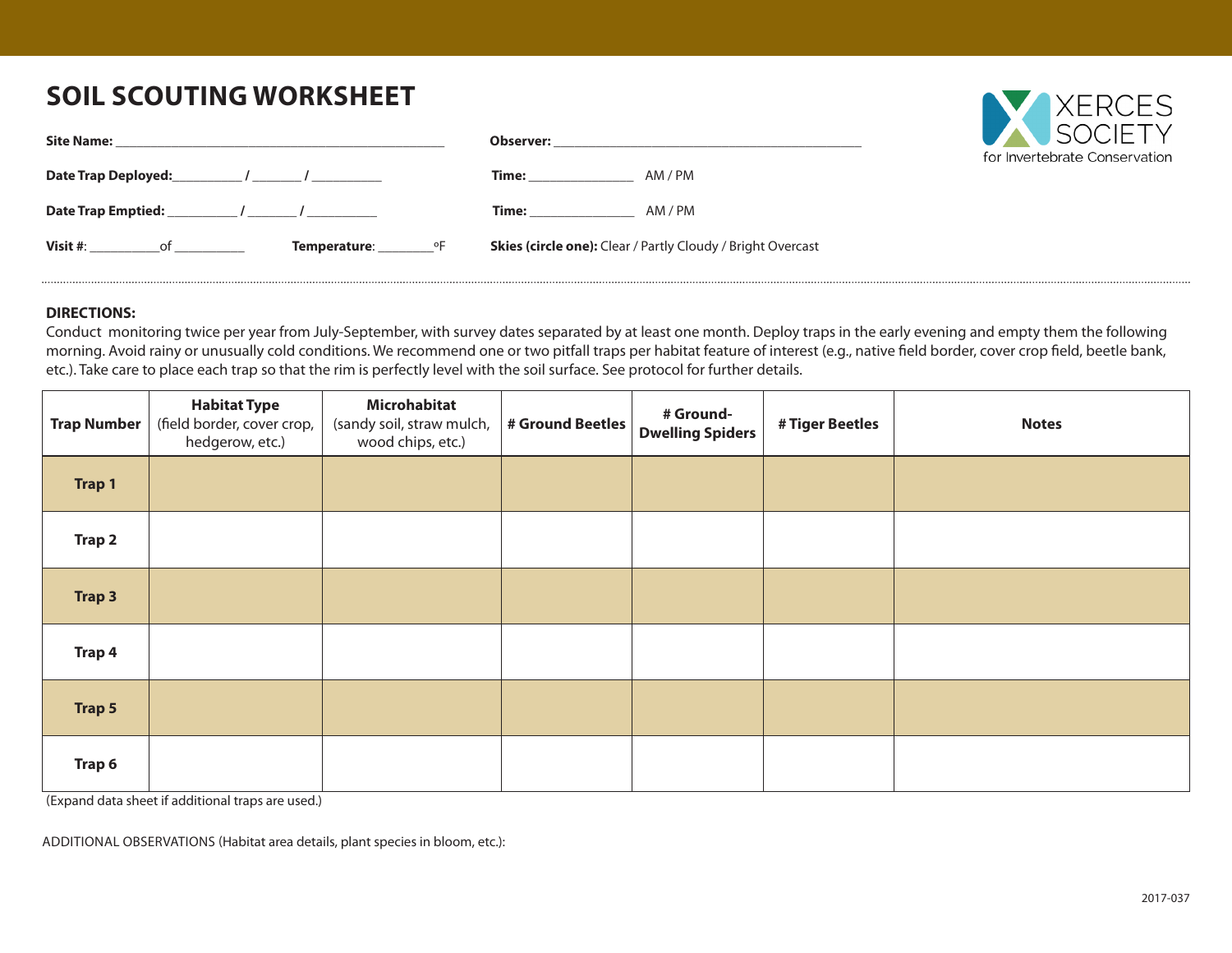# SOIL SCOUTING WORKSHEET

XERCES SOCIETY for Invertebrate Conservation

**Site Name:** ___________________________________________

**Observer:** _________________________________________

**Date Trap Deployed:**_________ / _______ / __________

**Time:** _______________ AM / PM

**Date Trap Emptied:** __________ / _______ / __________

**Time:** _______________ AM / PM

**Visit #**: __________of __________

**Temperature**: ________ºF

**Skies (circle one):** Clear / Partly Cloudy / Bright Overcast

**DIRECTIONS:**

Conduct monitoring twice per year from July-September, with survey dates separated by at least one month. Deploy traps in the early evening and empty them the following morning. Avoid rainy or unusually cold conditions. We recommend one or two pitfall traps per habitat feature of interest (e.g., native field border, cover crop field, beetle bank, etc.). Take care to place each trap so that the rim is perfectly level with the soil surface. See protocol for further details.

| Trap Number | Habitat Type (field border, cover crop, hedgerow, etc.) | Microhabitat (sandy soil, straw mulch, wood chips, etc.) | # Ground Beetles | # Ground-Dwelling Spiders | # Tiger Beetles | Notes |
|---|---|---|---|---|---|---|
| **Trap 1** | | | | | | |
| **Trap 2** | | | | | | |
| **Trap 3** | | | | | | |
| **Trap 4** | | | | | | |
| **Trap 5** | | | | | | |
| **Trap 6** | | | | | | |

(Expand data sheet if additional traps are used.)

ADDITIONAL OBSERVATIONS (Habitat area details, plant species in bloom, etc.):

2017-037